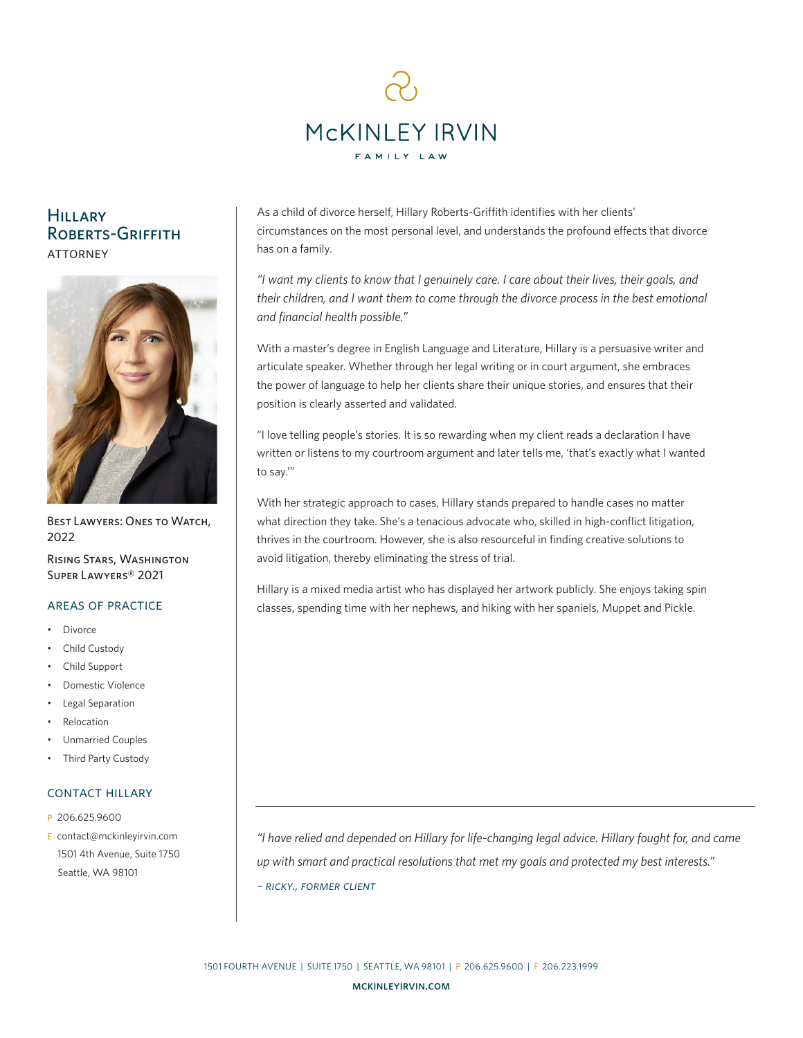# McKINLEY IRVIN

FAMILY LAW

## Hillary Roberts-Griffith

ATTORNEY

Best Lawyers: Ones to Watch, 2022

Rising Stars, Washington Super Lawyers® 2021

### AREAS OF PRACTICE

- Divorce
- Child Custody
- Child Support
- Domestic Violence
- Legal Separation
- Relocation
- Unmarried Couples
- Third Party Custody

### CONTACT HILLARY

P 206.625.9600

E contact@mckinleyirvin.com
1501 4th Avenue, Suite 1750
Seattle, WA 98101

As a child of divorce herself, Hillary Roberts-Griffith identifies with her clients' circumstances on the most personal level, and understands the profound effects that divorce has on a family.

*"I want my clients to know that I genuinely care. I care about their lives, their goals, and their children, and I want them to come through the divorce process in the best emotional and financial health possible."*

With a master's degree in English Language and Literature, Hillary is a persuasive writer and articulate speaker. Whether through her legal writing or in court argument, she embraces the power of language to help her clients share their unique stories, and ensures that their position is clearly asserted and validated.

"I love telling people's stories. It is so rewarding when my client reads a declaration I have written or listens to my courtroom argument and later tells me, 'that's exactly what I wanted to say.'"

With her strategic approach to cases, Hillary stands prepared to handle cases no matter what direction they take. She's a tenacious advocate who, skilled in high-conflict litigation, thrives in the courtroom. However, she is also resourceful in finding creative solutions to avoid litigation, thereby eliminating the stress of trial.

Hillary is a mixed media artist who has displayed her artwork publicly. She enjoys taking spin classes, spending time with her nephews, and hiking with her spaniels, Muppet and Pickle.

---

*"I have relied and depended on Hillary for life-changing legal advice. Hillary fought for, and came up with smart and practical resolutions that met my goals and protected my best interests."*

*– RICKY., FORMER CLIENT*

1501 FOURTH AVENUE | SUITE 1750 | SEATTLE, WA 98101 | P 206.625.9600 | F 206.223.1999

MCKINLEYIRVIN.COM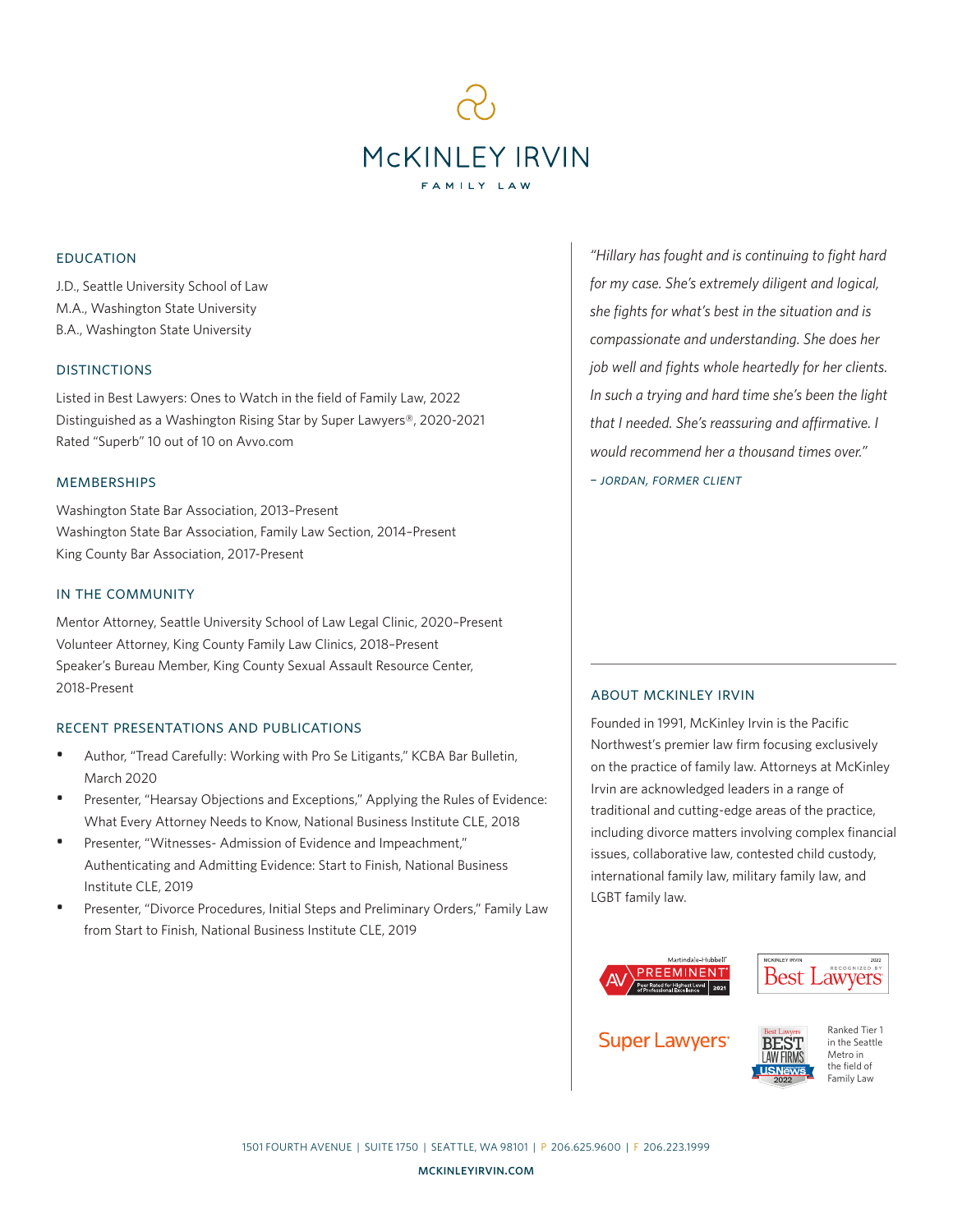# McKINLEY IRVIN

FAMILY LAW

## EDUCATION

J.D., Seattle University School of Law
M.A., Washington State University
B.A., Washington State University

## DISTINCTIONS

Listed in Best Lawyers: Ones to Watch in the field of Family Law, 2022
Distinguished as a Washington Rising Star by Super Lawyers®, 2020-2021
Rated "Superb" 10 out of 10 on Avvo.com

## MEMBERSHIPS

Washington State Bar Association, 2013–Present
Washington State Bar Association, Family Law Section, 2014–Present
King County Bar Association, 2017-Present

## IN THE COMMUNITY

Mentor Attorney, Seattle University School of Law Legal Clinic, 2020–Present
Volunteer Attorney, King County Family Law Clinics, 2018–Present
Speaker's Bureau Member, King County Sexual Assault Resource Center, 2018-Present

## RECENT PRESENTATIONS AND PUBLICATIONS

- Author, "Tread Carefully: Working with Pro Se Litigants," KCBA Bar Bulletin, March 2020
- Presenter, "Hearsay Objections and Exceptions," Applying the Rules of Evidence: What Every Attorney Needs to Know, National Business Institute CLE, 2018
- Presenter, "Witnesses- Admission of Evidence and Impeachment," Authenticating and Admitting Evidence: Start to Finish, National Business Institute CLE, 2019
- Presenter, "Divorce Procedures, Initial Steps and Preliminary Orders," Family Law from Start to Finish, National Business Institute CLE, 2019

*"Hillary has fought and is continuing to fight hard for my case. She's extremely diligent and logical, she fights for what's best in the situation and is compassionate and understanding. She does her job well and fights whole heartedly for her clients. In such a trying and hard time she's been the light that I needed. She's reassuring and affirmative. I would recommend her a thousand times over."*

*– JORDAN, FORMER CLIENT*

## ABOUT MCKINLEY IRVIN

Founded in 1991, McKinley Irvin is the Pacific Northwest's premier law firm focusing exclusively on the practice of family law. Attorneys at McKinley Irvin are acknowledged leaders in a range of traditional and cutting-edge areas of the practice, including divorce matters involving complex financial issues, collaborative law, contested child custody, international family law, military family law, and LGBT family law.

Martindale-Hubbell® AV PREEMINENT® Peer Rated for Highest Level of Professional Excellence 2021

McKinley Irvin 2022 Recognized by Best Lawyers

Super Lawyers®

Best Lawyers Best Law Firms U.S. News 2022

Ranked Tier 1 in the Seattle Metro in the field of Family Law

1501 FOURTH AVENUE | SUITE 1750 | SEATTLE, WA 98101 | P 206.625.9600 | F 206.223.1999

MCKINLEYIRVIN.COM